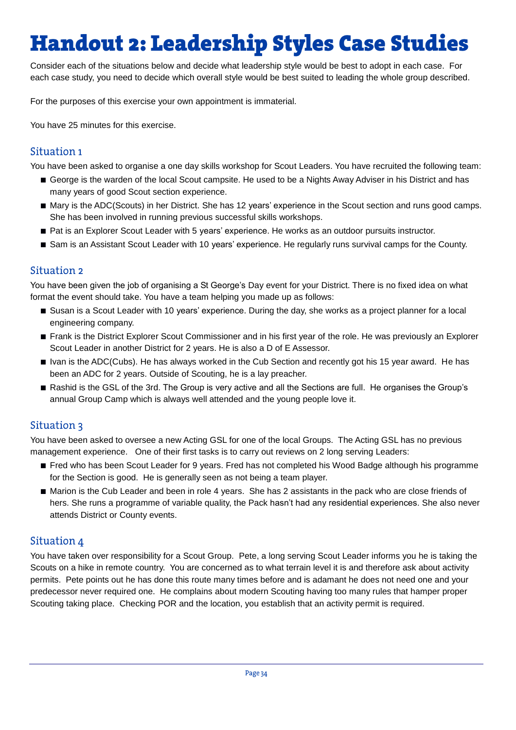# Handout 2: Leadership Styles Case Studies

Consider each of the situations below and decide what leadership style would be best to adopt in each case. For each case study, you need to decide which overall style would be best suited to leading the whole group described.

For the purposes of this exercise your own appointment is immaterial.

You have 25 minutes for this exercise.

## Situation 1

You have been asked to organise a one day skills workshop for Scout Leaders. You have recruited the following team:

- George is the warden of the local Scout campsite. He used to be a Nights Away Adviser in his District and has many years of good Scout section experience.
- Mary is the ADC(Scouts) in her District. She has 12 years' experience in the Scout section and runs good camps. She has been involved in running previous successful skills workshops.
- Pat is an Explorer Scout Leader with 5 years' experience. He works as an outdoor pursuits instructor.
- Sam is an Assistant Scout Leader with 10 years' experience. He regularly runs survival camps for the County.

## Situation 2

You have been given the job of organising a St George's Day event for your District. There is no fixed idea on what format the event should take. You have a team helping you made up as follows:

- Susan is a Scout Leader with 10 years' experience. During the day, she works as a project planner for a local engineering company.
- Frank is the District Explorer Scout Commissioner and in his first year of the role. He was previously an Explorer Scout Leader in another District for 2 years. He is also a D of E Assessor.
- Ivan is the ADC(Cubs). He has always worked in the Cub Section and recently got his 15 year award. He has been an ADC for 2 years. Outside of Scouting, he is a lay preacher.
- Rashid is the GSL of the 3rd. The Group is very active and all the Sections are full. He organises the Group's annual Group Camp which is always well attended and the young people love it.

## Situation 3

You have been asked to oversee a new Acting GSL for one of the local Groups. The Acting GSL has no previous management experience. One of their first tasks is to carry out reviews on 2 long serving Leaders:

- Fred who has been Scout Leader for 9 years. Fred has not completed his Wood Badge although his programme for the Section is good. He is generally seen as not being a team player.
- Marion is the Cub Leader and been in role 4 years. She has 2 assistants in the pack who are close friends of hers. She runs a programme of variable quality, the Pack hasn't had any residential experiences. She also never attends District or County events.

## Situation 4

You have taken over responsibility for a Scout Group. Pete, a long serving Scout Leader informs you he is taking the Scouts on a hike in remote country. You are concerned as to what terrain level it is and therefore ask about activity permits. Pete points out he has done this route many times before and is adamant he does not need one and your predecessor never required one. He complains about modern Scouting having too many rules that hamper proper Scouting taking place. Checking POR and the location, you establish that an activity permit is required.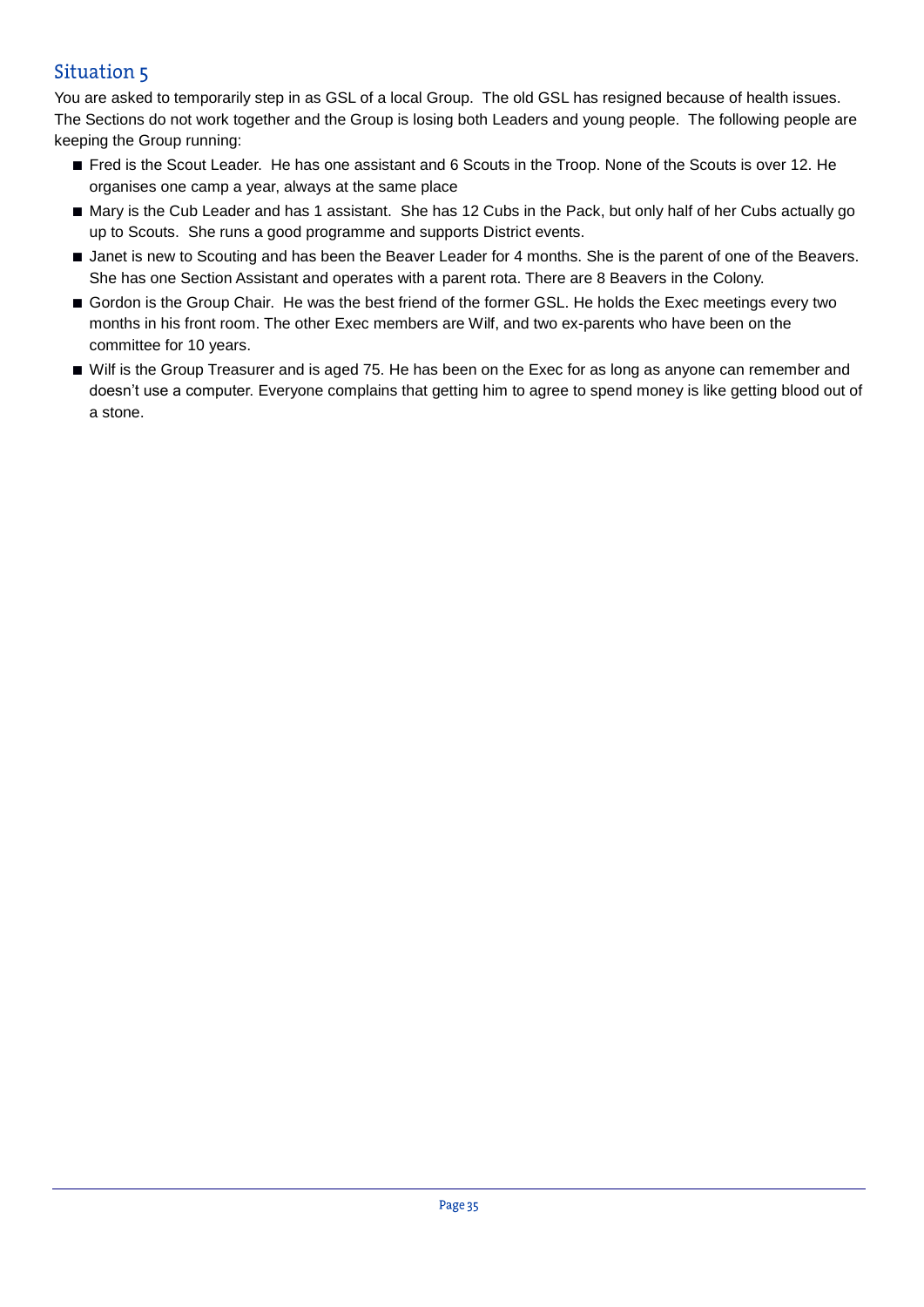## Situation 5

You are asked to temporarily step in as GSL of a local Group. The old GSL has resigned because of health issues. The Sections do not work together and the Group is losing both Leaders and young people. The following people are keeping the Group running:

- Fred is the Scout Leader. He has one assistant and 6 Scouts in the Troop. None of the Scouts is over 12. He organises one camp a year, always at the same place
- Mary is the Cub Leader and has 1 assistant. She has 12 Cubs in the Pack, but only half of her Cubs actually go up to Scouts. She runs a good programme and supports District events.
- Janet is new to Scouting and has been the Beaver Leader for 4 months. She is the parent of one of the Beavers. She has one Section Assistant and operates with a parent rota. There are 8 Beavers in the Colony.
- Gordon is the Group Chair. He was the best friend of the former GSL. He holds the Exec meetings every two months in his front room. The other Exec members are Wilf, and two ex-parents who have been on the committee for 10 years.
- Wilf is the Group Treasurer and is aged 75. He has been on the Exec for as long as anyone can remember and doesn't use a computer. Everyone complains that getting him to agree to spend money is like getting blood out of a stone.